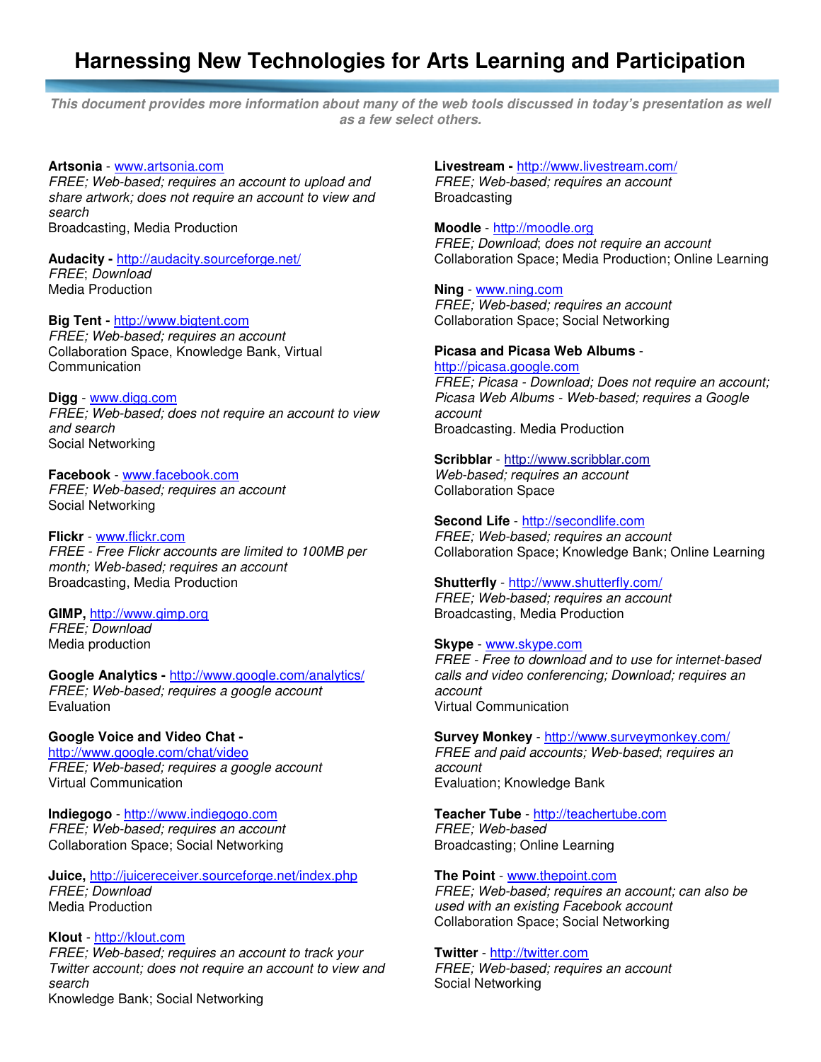# Harnessing New Technologies for Arts Learning and Participation

*This document provides more information about many of the web tools discussed in today's presentation as well as a few select others.*

**Artsonia** - www.artsonia.com
*FREE; Web-based; requires an account to upload and share artwork; does not require an account to view and search*
Broadcasting, Media Production

**Audacity -** http://audacity.sourceforge.net/
*FREE*; *Download*
Media Production

**Big Tent -** http://www.bigtent.com
*FREE; Web-based; requires an account*
Collaboration Space, Knowledge Bank, Virtual Communication

**Digg** - www.digg.com
*FREE; Web-based; does not require an account to view and search*
Social Networking

**Facebook** - www.facebook.com
*FREE; Web-based; requires an account*
Social Networking

**Flickr** - www.flickr.com
*FREE - Free Flickr accounts are limited to 100MB per month; Web-based; requires an account*
Broadcasting, Media Production

**GIMP,** http://www.gimp.org
*FREE; Download*
Media production

**Google Analytics -** http://www.google.com/analytics/
*FREE; Web-based; requires a google account*
Evaluation

**Google Voice and Video Chat -** http://www.google.com/chat/video
*FREE; Web-based; requires a google account*
Virtual Communication

**Indiegogo** - http://www.indiegogo.com
*FREE; Web-based; requires an account*
Collaboration Space; Social Networking

**Juice,** http://juicereceiver.sourceforge.net/index.php
*FREE; Download*
Media Production

**Klout** - http://klout.com
*FREE; Web-based; requires an account to track your Twitter account; does not require an account to view and search*
Knowledge Bank; Social Networking

**Livestream -** http://www.livestream.com/
*FREE; Web-based; requires an account*
Broadcasting

**Moodle** - http://moodle.org
*FREE; Download*; *does not require an account*
Collaboration Space; Media Production; Online Learning

**Ning** - www.ning.com
*FREE; Web-based; requires an account*
Collaboration Space; Social Networking

**Picasa and Picasa Web Albums** - http://picasa.google.com
*FREE; Picasa - Download; Does not require an account; Picasa Web Albums - Web-based; requires a Google account*
Broadcasting. Media Production

**Scribblar** - http://www.scribblar.com
*Web-based; requires an account*
Collaboration Space

**Second Life** - http://secondlife.com
*FREE; Web-based; requires an account*
Collaboration Space; Knowledge Bank; Online Learning

**Shutterfly** - http://www.shutterfly.com/
*FREE; Web-based; requires an account*
Broadcasting, Media Production

**Skype** - www.skype.com
*FREE - Free to download and to use for internet-based calls and video conferencing; Download; requires an account*
Virtual Communication

**Survey Monkey** - http://www.surveymonkey.com/
*FREE and paid accounts; Web-based*; *requires an account*
Evaluation; Knowledge Bank

**Teacher Tube** - http://teachertube.com
*FREE; Web-based*
Broadcasting; Online Learning

**The Point** - www.thepoint.com
*FREE; Web-based; requires an account; can also be used with an existing Facebook account*
Collaboration Space; Social Networking

**Twitter** - http://twitter.com
*FREE; Web-based; requires an account*
Social Networking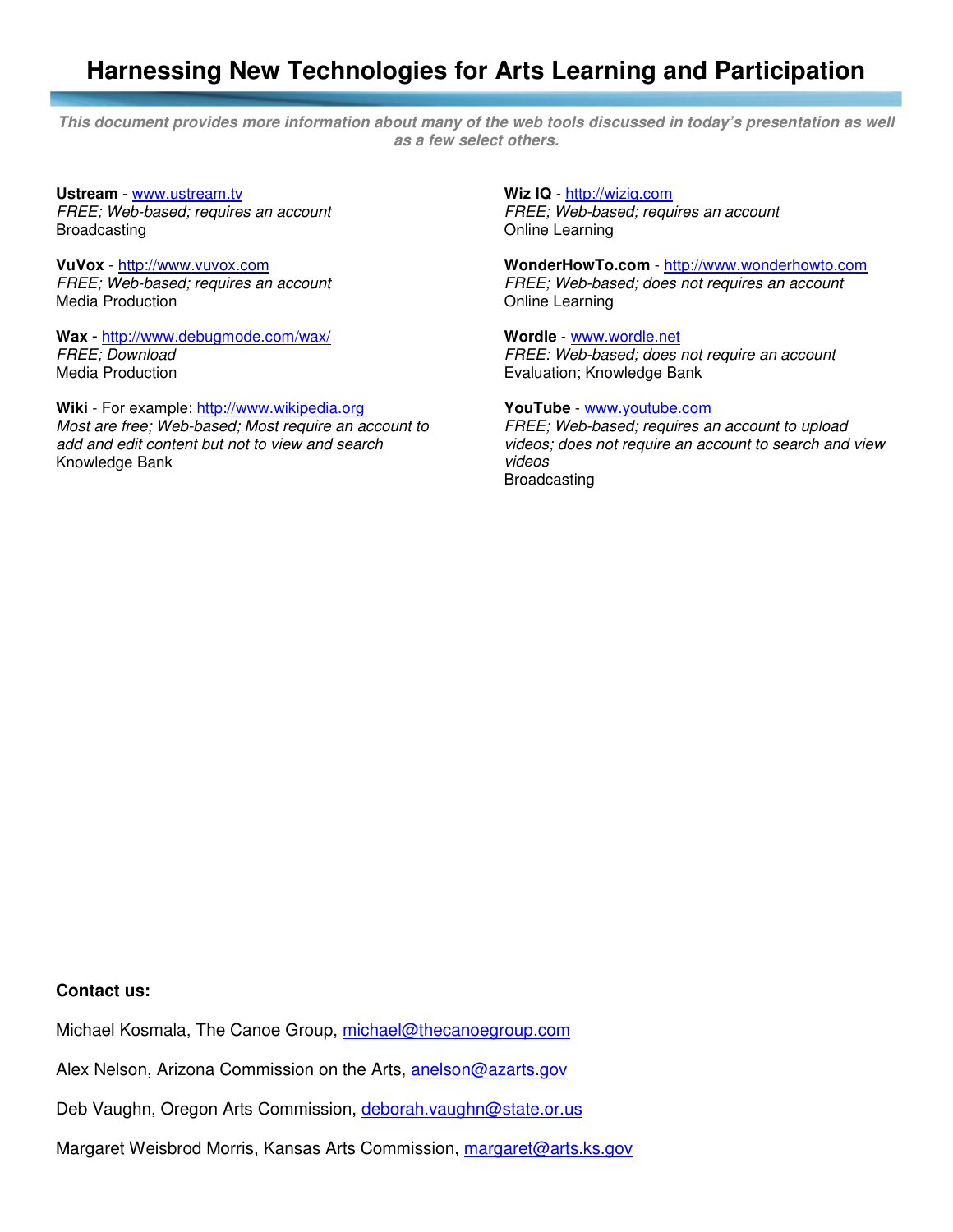# Harnessing New Technologies for Arts Learning and Participation

***This document provides more information about many of the web tools discussed in today's presentation as well as a few select others.***

**Ustream** - www.ustream.tv
*FREE; Web-based; requires an account*
Broadcasting

**VuVox** - http://www.vuvox.com
*FREE; Web-based; requires an account*
Media Production

**Wax -** http://www.debugmode.com/wax/
*FREE; Download*
Media Production

**Wiki** - For example: http://www.wikipedia.org
*Most are free; Web-based; Most require an account to add and edit content but not to view and search*
Knowledge Bank

**Wiz IQ** - http://wiziq.com
*FREE; Web-based; requires an account*
Online Learning

**WonderHowTo.com** - http://www.wonderhowto.com
*FREE; Web-based; does not requires an account*
Online Learning

**Wordle** - www.wordle.net
*FREE: Web-based; does not require an account*
Evaluation; Knowledge Bank

**YouTube** - www.youtube.com
*FREE; Web-based; requires an account to upload videos; does not require an account to search and view videos*
Broadcasting

**Contact us:**

Michael Kosmala, The Canoe Group, michael@thecanoegroup.com

Alex Nelson, Arizona Commission on the Arts, anelson@azarts.gov

Deb Vaughn, Oregon Arts Commission, deborah.vaughn@state.or.us

Margaret Weisbrod Morris, Kansas Arts Commission, margaret@arts.ks.gov